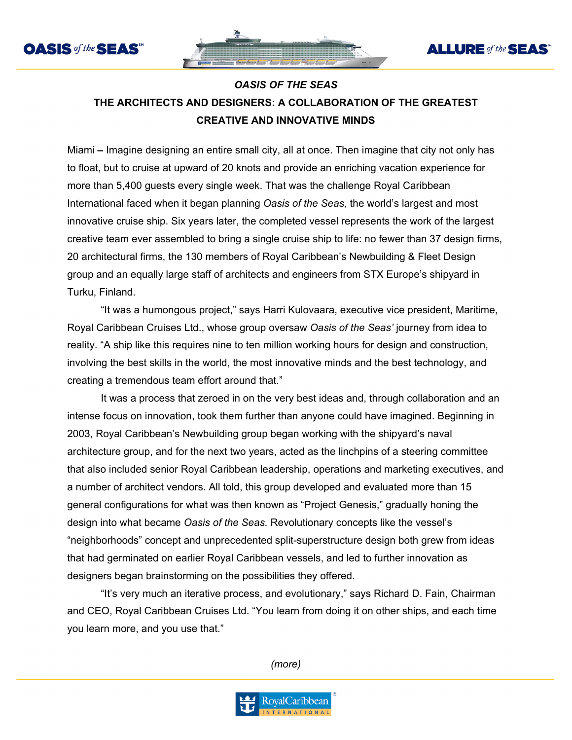# *OASIS OF THE SEAS*

## THE ARCHITECTS AND DESIGNERS: A COLLABORATION OF THE GREATEST CREATIVE AND INNOVATIVE MINDS

Miami – Imagine designing an entire small city, all at once. Then imagine that city not only has to float, but to cruise at upward of 20 knots and provide an enriching vacation experience for more than 5,400 guests every single week. That was the challenge Royal Caribbean International faced when it began planning *Oasis of the Seas,* the world's largest and most innovative cruise ship. Six years later, the completed vessel represents the work of the largest creative team ever assembled to bring a single cruise ship to life: no fewer than 37 design firms, 20 architectural firms, the 130 members of Royal Caribbean's Newbuilding & Fleet Design group and an equally large staff of architects and engineers from STX Europe's shipyard in Turku, Finland.

"It was a humongous project," says Harri Kulovaara, executive vice president, Maritime, Royal Caribbean Cruises Ltd., whose group oversaw *Oasis of the Seas'* journey from idea to reality. "A ship like this requires nine to ten million working hours for design and construction, involving the best skills in the world, the most innovative minds and the best technology, and creating a tremendous team effort around that."

It was a process that zeroed in on the very best ideas and, through collaboration and an intense focus on innovation, took them further than anyone could have imagined. Beginning in 2003, Royal Caribbean's Newbuilding group began working with the shipyard's naval architecture group, and for the next two years, acted as the linchpins of a steering committee that also included senior Royal Caribbean leadership, operations and marketing executives, and a number of architect vendors. All told, this group developed and evaluated more than 15 general configurations for what was then known as "Project Genesis," gradually honing the design into what became *Oasis of the Seas.* Revolutionary concepts like the vessel's "neighborhoods" concept and unprecedented split-superstructure design both grew from ideas that had germinated on earlier Royal Caribbean vessels, and led to further innovation as designers began brainstorming on the possibilities they offered.

"It's very much an iterative process, and evolutionary," says Richard D. Fain, Chairman and CEO, Royal Caribbean Cruises Ltd. "You learn from doing it on other ships, and each time you learn more, and you use that."

*(more)*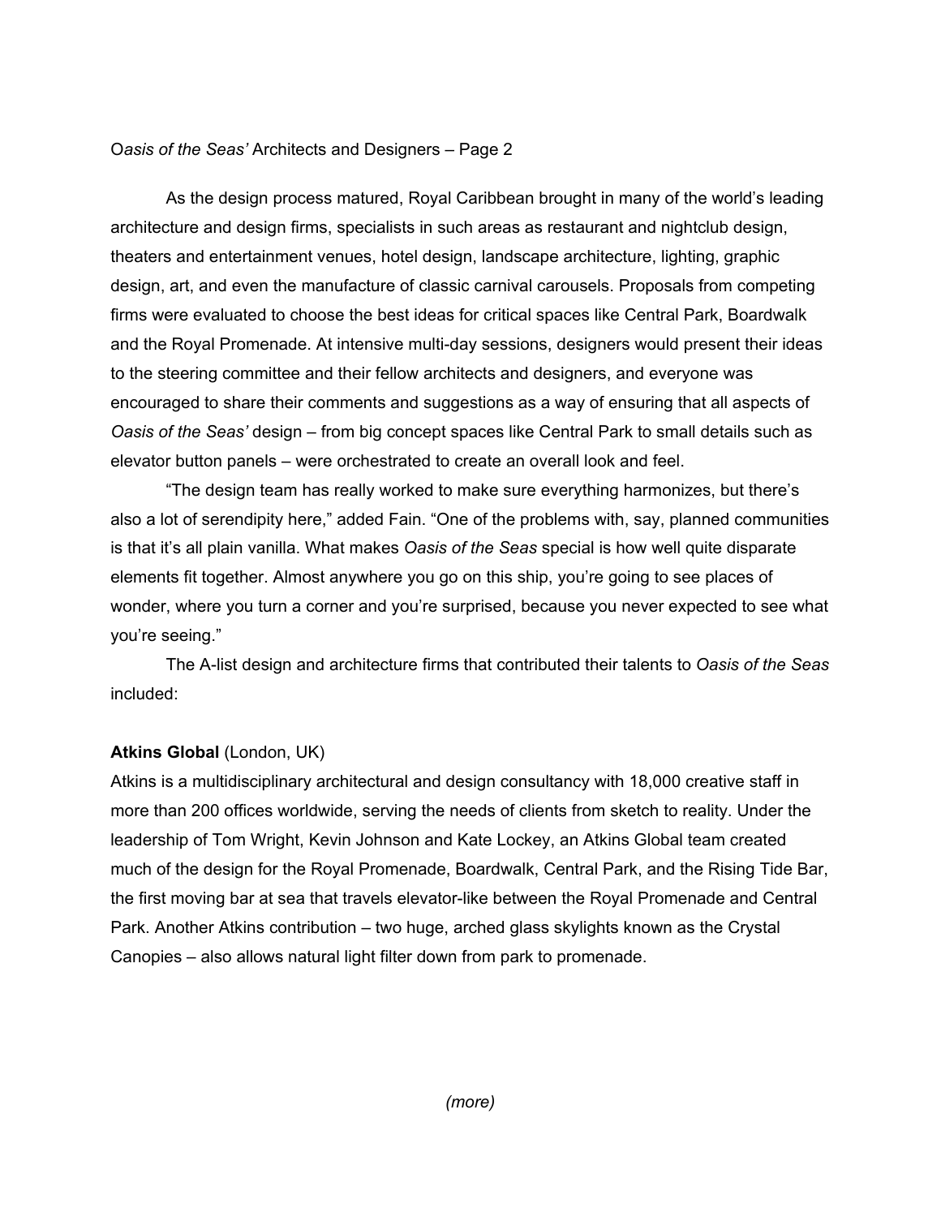As the design process matured, Royal Caribbean brought in many of the world's leading architecture and design firms, specialists in such areas as restaurant and nightclub design, theaters and entertainment venues, hotel design, landscape architecture, lighting, graphic design, art, and even the manufacture of classic carnival carousels. Proposals from competing firms were evaluated to choose the best ideas for critical spaces like Central Park, Boardwalk and the Royal Promenade. At intensive multi-day sessions, designers would present their ideas to the steering committee and their fellow architects and designers, and everyone was encouraged to share their comments and suggestions as a way of ensuring that all aspects of *Oasis of the Seas'* design – from big concept spaces like Central Park to small details such as elevator button panels – were orchestrated to create an overall look and feel.

"The design team has really worked to make sure everything harmonizes, but there's also a lot of serendipity here," added Fain. "One of the problems with, say, planned communities is that it's all plain vanilla. What makes *Oasis of the Seas* special is how well quite disparate elements fit together. Almost anywhere you go on this ship, you're going to see places of wonder, where you turn a corner and you're surprised, because you never expected to see what you're seeing."

The A-list design and architecture firms that contributed their talents to *Oasis of the Seas* included:

**Atkins Global** (London, UK)
Atkins is a multidisciplinary architectural and design consultancy with 18,000 creative staff in more than 200 offices worldwide, serving the needs of clients from sketch to reality. Under the leadership of Tom Wright, Kevin Johnson and Kate Lockey, an Atkins Global team created much of the design for the Royal Promenade, Boardwalk, Central Park, and the Rising Tide Bar, the first moving bar at sea that travels elevator-like between the Royal Promenade and Central Park. Another Atkins contribution – two huge, arched glass skylights known as the Crystal Canopies – also allows natural light filter down from park to promenade.

*(more)*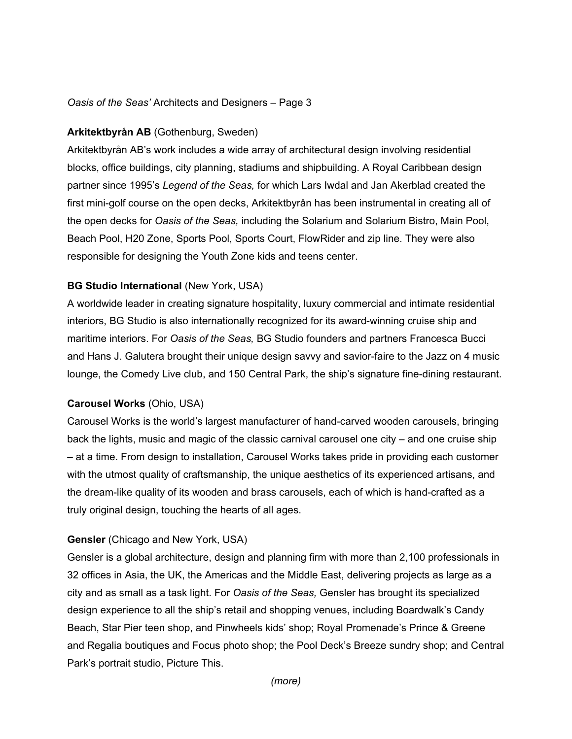**Arkitektbyrån AB** (Gothenburg, Sweden)

Arkitektbyrån AB's work includes a wide array of architectural design involving residential blocks, office buildings, city planning, stadiums and shipbuilding. A Royal Caribbean design partner since 1995's *Legend of the Seas,* for which Lars Iwdal and Jan Akerblad created the first mini-golf course on the open decks, Arkitektbyrån has been instrumental in creating all of the open decks for *Oasis of the Seas,* including the Solarium and Solarium Bistro, Main Pool, Beach Pool, H20 Zone, Sports Pool, Sports Court, FlowRider and zip line. They were also responsible for designing the Youth Zone kids and teens center.

**BG Studio International** (New York, USA)

A worldwide leader in creating signature hospitality, luxury commercial and intimate residential interiors, BG Studio is also internationally recognized for its award-winning cruise ship and maritime interiors. For *Oasis of the Seas,* BG Studio founders and partners Francesca Bucci and Hans J. Galutera brought their unique design savvy and savior-faire to the Jazz on 4 music lounge, the Comedy Live club, and 150 Central Park, the ship's signature fine-dining restaurant.

**Carousel Works** (Ohio, USA)

Carousel Works is the world's largest manufacturer of hand-carved wooden carousels, bringing back the lights, music and magic of the classic carnival carousel one city – and one cruise ship – at a time. From design to installation, Carousel Works takes pride in providing each customer with the utmost quality of craftsmanship, the unique aesthetics of its experienced artisans, and the dream-like quality of its wooden and brass carousels, each of which is hand-crafted as a truly original design, touching the hearts of all ages.

**Gensler** (Chicago and New York, USA)

Gensler is a global architecture, design and planning firm with more than 2,100 professionals in 32 offices in Asia, the UK, the Americas and the Middle East, delivering projects as large as a city and as small as a task light. For *Oasis of the Seas,* Gensler has brought its specialized design experience to all the ship's retail and shopping venues, including Boardwalk's Candy Beach, Star Pier teen shop, and Pinwheels kids' shop; Royal Promenade's Prince & Greene and Regalia boutiques and Focus photo shop; the Pool Deck's Breeze sundry shop; and Central Park's portrait studio, Picture This.

*(more)*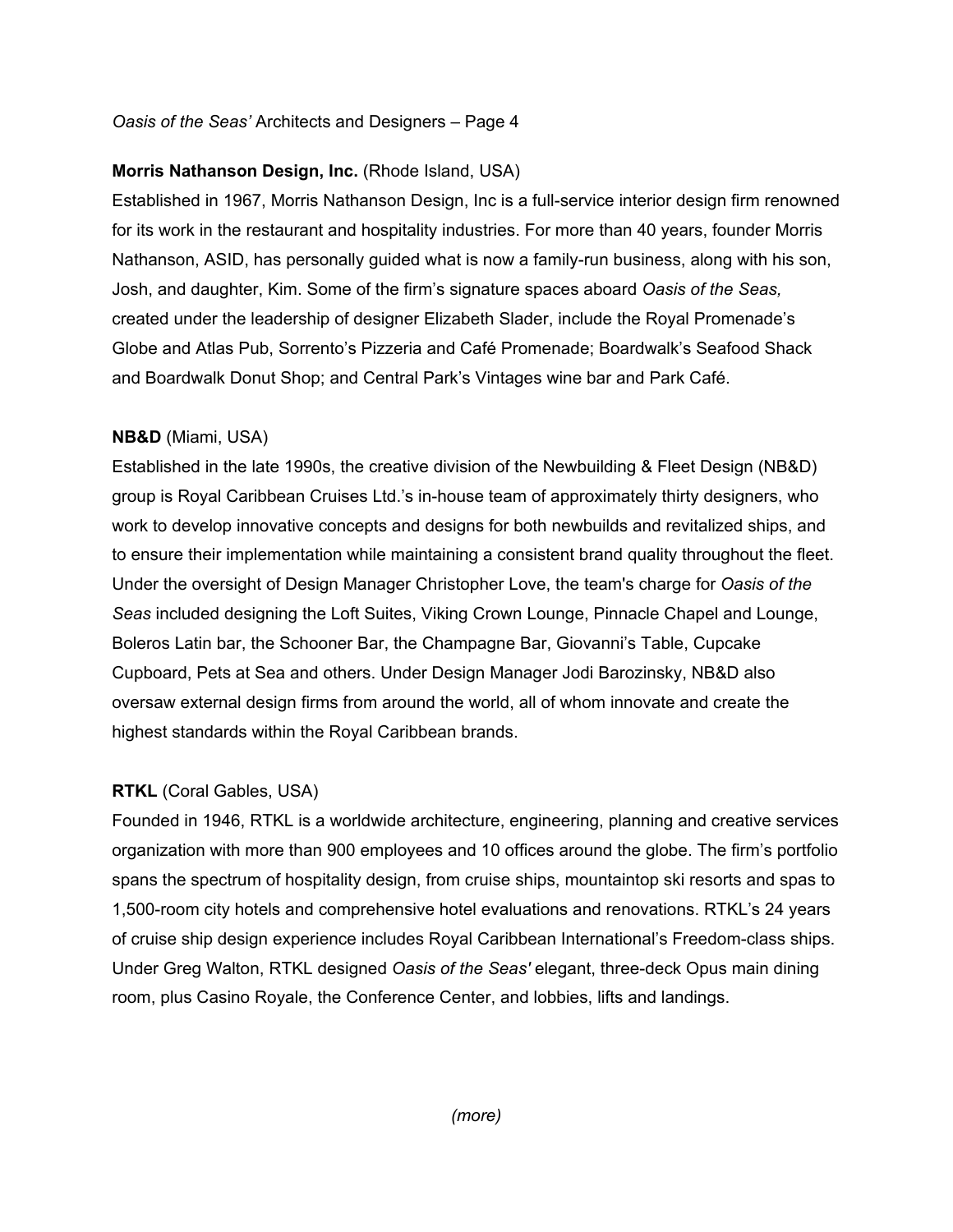**Morris Nathanson Design, Inc.** (Rhode Island, USA)
Established in 1967, Morris Nathanson Design, Inc is a full-service interior design firm renowned for its work in the restaurant and hospitality industries. For more than 40 years, founder Morris Nathanson, ASID, has personally guided what is now a family-run business, along with his son, Josh, and daughter, Kim. Some of the firm's signature spaces aboard *Oasis of the Seas,* created under the leadership of designer Elizabeth Slader, include the Royal Promenade's Globe and Atlas Pub, Sorrento's Pizzeria and Café Promenade; Boardwalk's Seafood Shack and Boardwalk Donut Shop; and Central Park's Vintages wine bar and Park Café.

**NB&D** (Miami, USA)
Established in the late 1990s, the creative division of the Newbuilding & Fleet Design (NB&D) group is Royal Caribbean Cruises Ltd.'s in-house team of approximately thirty designers, who work to develop innovative concepts and designs for both newbuilds and revitalized ships, and to ensure their implementation while maintaining a consistent brand quality throughout the fleet. Under the oversight of Design Manager Christopher Love, the team's charge for *Oasis of the Seas* included designing the Loft Suites, Viking Crown Lounge, Pinnacle Chapel and Lounge, Boleros Latin bar, the Schooner Bar, the Champagne Bar, Giovanni's Table, Cupcake Cupboard, Pets at Sea and others. Under Design Manager Jodi Barozinsky, NB&D also oversaw external design firms from around the world, all of whom innovate and create the highest standards within the Royal Caribbean brands.

**RTKL** (Coral Gables, USA)
Founded in 1946, RTKL is a worldwide architecture, engineering, planning and creative services organization with more than 900 employees and 10 offices around the globe. The firm's portfolio spans the spectrum of hospitality design, from cruise ships, mountaintop ski resorts and spas to 1,500-room city hotels and comprehensive hotel evaluations and renovations. RTKL's 24 years of cruise ship design experience includes Royal Caribbean International's Freedom-class ships. Under Greg Walton, RTKL designed *Oasis of the Seas'* elegant, three-deck Opus main dining room, plus Casino Royale, the Conference Center, and lobbies, lifts and landings.

*(more)*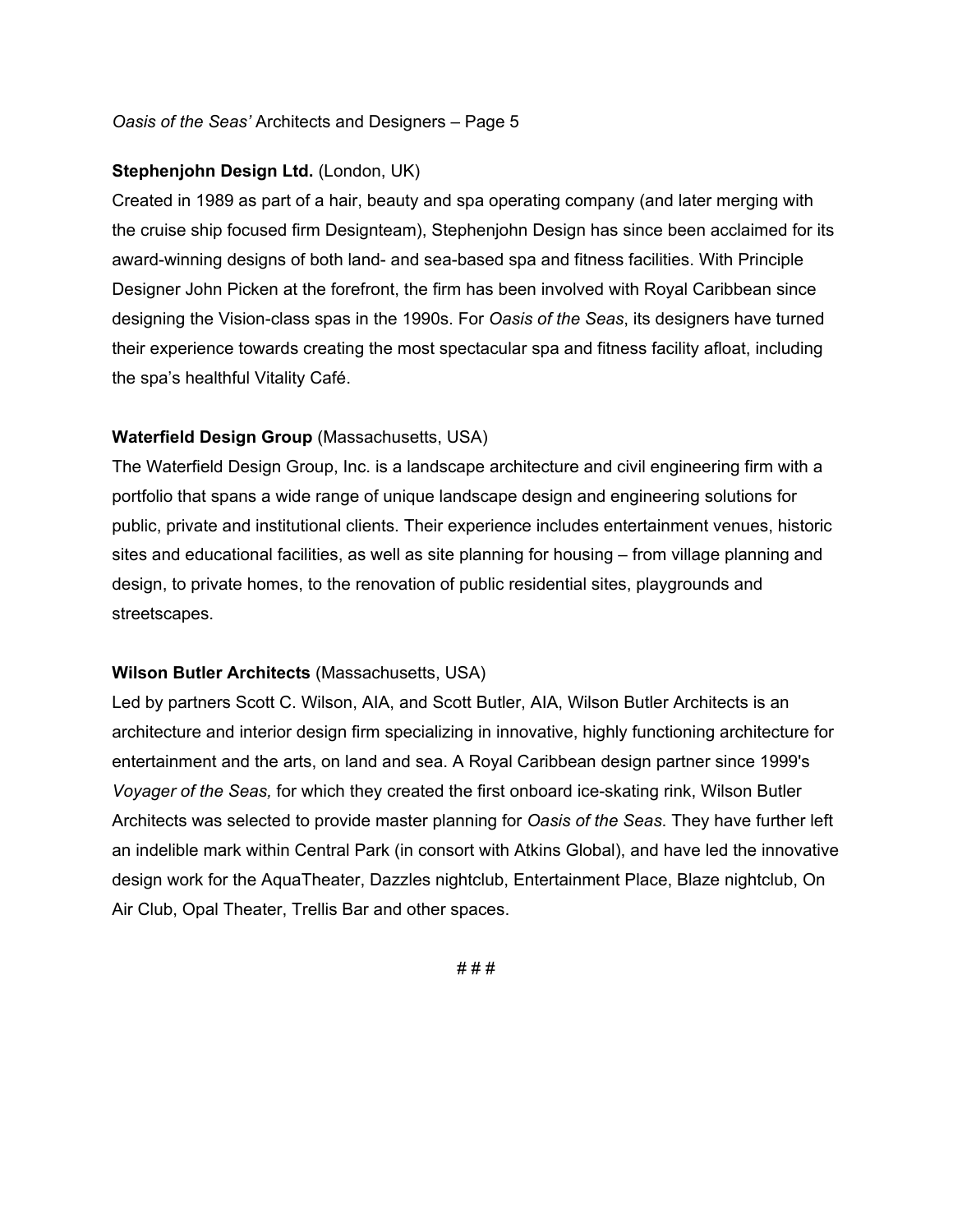**Stephenjohn Design Ltd.** (London, UK)

Created in 1989 as part of a hair, beauty and spa operating company (and later merging with the cruise ship focused firm Designteam), Stephenjohn Design has since been acclaimed for its award-winning designs of both land- and sea-based spa and fitness facilities. With Principle Designer John Picken at the forefront, the firm has been involved with Royal Caribbean since designing the Vision-class spas in the 1990s. For *Oasis of the Seas*, its designers have turned their experience towards creating the most spectacular spa and fitness facility afloat, including the spa's healthful Vitality Café.

**Waterfield Design Group** (Massachusetts, USA)

The Waterfield Design Group, Inc. is a landscape architecture and civil engineering firm with a portfolio that spans a wide range of unique landscape design and engineering solutions for public, private and institutional clients. Their experience includes entertainment venues, historic sites and educational facilities, as well as site planning for housing – from village planning and design, to private homes, to the renovation of public residential sites, playgrounds and streetscapes.

**Wilson Butler Architects** (Massachusetts, USA)

Led by partners Scott C. Wilson, AIA, and Scott Butler, AIA, Wilson Butler Architects is an architecture and interior design firm specializing in innovative, highly functioning architecture for entertainment and the arts, on land and sea. A Royal Caribbean design partner since 1999's *Voyager of the Seas,* for which they created the first onboard ice-skating rink, Wilson Butler Architects was selected to provide master planning for *Oasis of the Seas*. They have further left an indelible mark within Central Park (in consort with Atkins Global), and have led the innovative design work for the AquaTheater, Dazzles nightclub, Entertainment Place, Blaze nightclub, On Air Club, Opal Theater, Trellis Bar and other spaces.

# # #